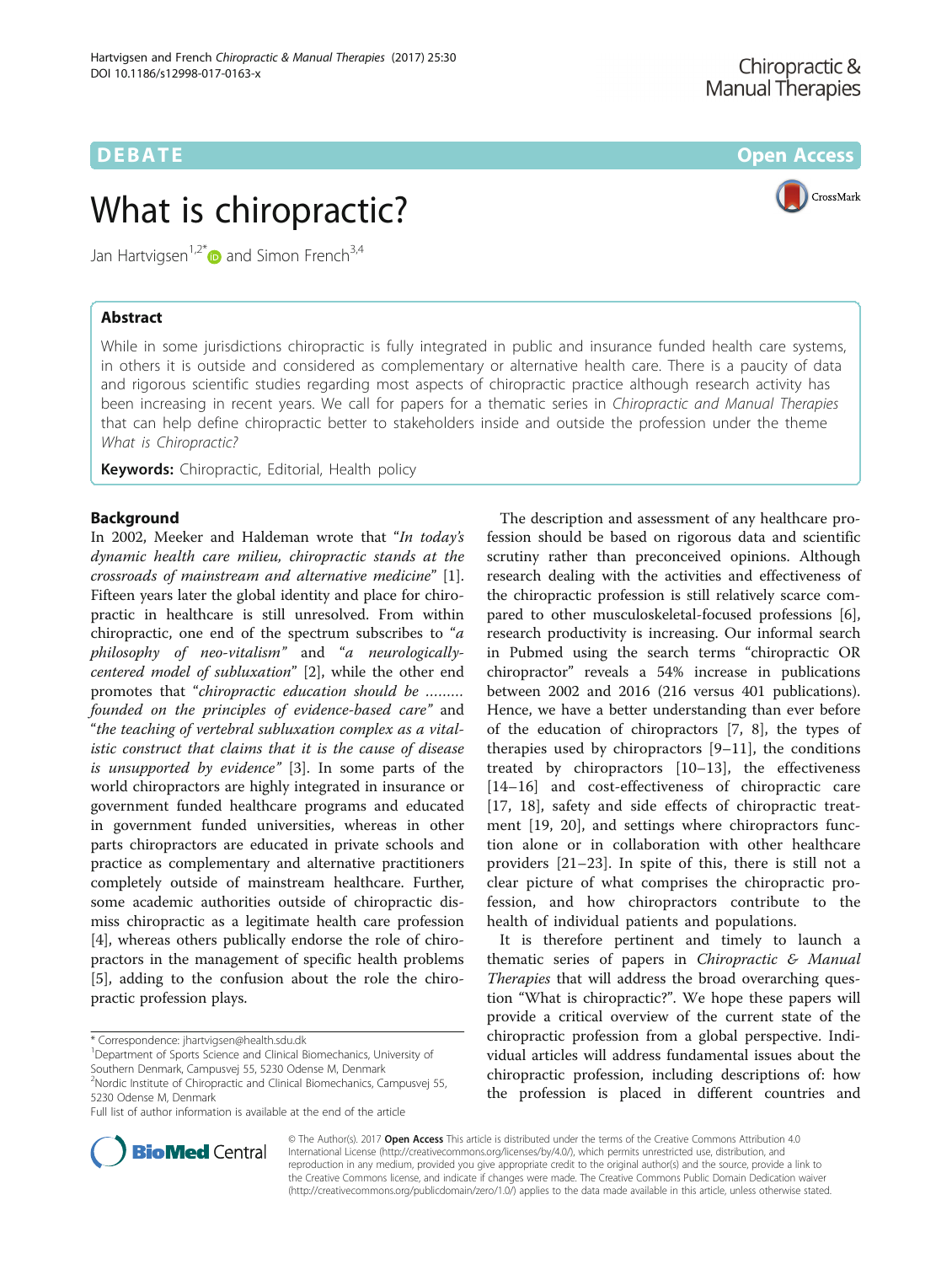DEBATE Open Access

# What is chiropractic?

Jan Hartvigsen[1,2*] and Simon French[3,4]

## Abstract

While in some jurisdictions chiropractic is fully integrated in public and insurance funded health care systems, in others it is outside and considered as complementary or alternative health care. There is a paucity of data and rigorous scientific studies regarding most aspects of chiropractic practice although research activity has been increasing in recent years. We call for papers for a thematic series in *Chiropractic and Manual Therapies* that can help define chiropractic better to stakeholders inside and outside the profession under the theme *What is Chiropractic?*

**Keywords:** Chiropractic, Editorial, Health policy

## Background

In 2002, Meeker and Haldeman wrote that "*In today's dynamic health care milieu, chiropractic stands at the crossroads of mainstream and alternative medicine*" [1]. Fifteen years later the global identity and place for chiropractic in healthcare is still unresolved. From within chiropractic, one end of the spectrum subscribes to "*a philosophy of neo-vitalism*" and "*a neurologically-centered model of subluxation*" [2], while the other end promotes that "*chiropractic education should be ……… founded on the principles of evidence-based care*" and "*the teaching of vertebral subluxation complex as a vitalistic construct that claims that it is the cause of disease is unsupported by evidence*" [3]. In some parts of the world chiropractors are highly integrated in insurance or government funded healthcare programs and educated in government funded universities, whereas in other parts chiropractors are educated in private schools and practice as complementary and alternative practitioners completely outside of mainstream healthcare. Further, some academic authorities outside of chiropractic dismiss chiropractic as a legitimate health care profession [4], whereas others publically endorse the role of chiropractors in the management of specific health problems [5], adding to the confusion about the role the chiropractic profession plays.

The description and assessment of any healthcare profession should be based on rigorous data and scientific scrutiny rather than preconceived opinions. Although research dealing with the activities and effectiveness of the chiropractic profession is still relatively scarce compared to other musculoskeletal-focused professions [6], research productivity is increasing. Our informal search in Pubmed using the search terms "chiropractic OR chiropractor" reveals a 54% increase in publications between 2002 and 2016 (216 versus 401 publications). Hence, we have a better understanding than ever before of the education of chiropractors [7, 8], the types of therapies used by chiropractors [9–11], the conditions treated by chiropractors [10–13], the effectiveness [14–16] and cost-effectiveness of chiropractic care [17, 18], safety and side effects of chiropractic treatment [19, 20], and settings where chiropractors function alone or in collaboration with other healthcare providers [21–23]. In spite of this, there is still not a clear picture of what comprises the chiropractic profession, and how chiropractors contribute to the health of individual patients and populations.

It is therefore pertinent and timely to launch a thematic series of papers in *Chiropractic & Manual Therapies* that will address the broad overarching question "What is chiropractic?". We hope these papers will provide a critical overview of the current state of the chiropractic profession from a global perspective. Individual articles will address fundamental issues about the chiropractic profession, including descriptions of: how the profession is placed in different countries and

\* Correspondence: jhartvigsen@health.sdu.dk
[1]Department of Sports Science and Clinical Biomechanics, University of Southern Denmark, Campusvej 55, 5230 Odense M, Denmark
[2]Nordic Institute of Chiropractic and Clinical Biomechanics, Campusvej 55, 5230 Odense M, Denmark
Full list of author information is available at the end of the article

© The Author(s). 2017 **Open Access** This article is distributed under the terms of the Creative Commons Attribution 4.0 International License (http://creativecommons.org/licenses/by/4.0/), which permits unrestricted use, distribution, and reproduction in any medium, provided you give appropriate credit to the original author(s) and the source, provide a link to the Creative Commons license, and indicate if changes were made. The Creative Commons Public Domain Dedication waiver (http://creativecommons.org/publicdomain/zero/1.0/) applies to the data made available in this article, unless otherwise stated.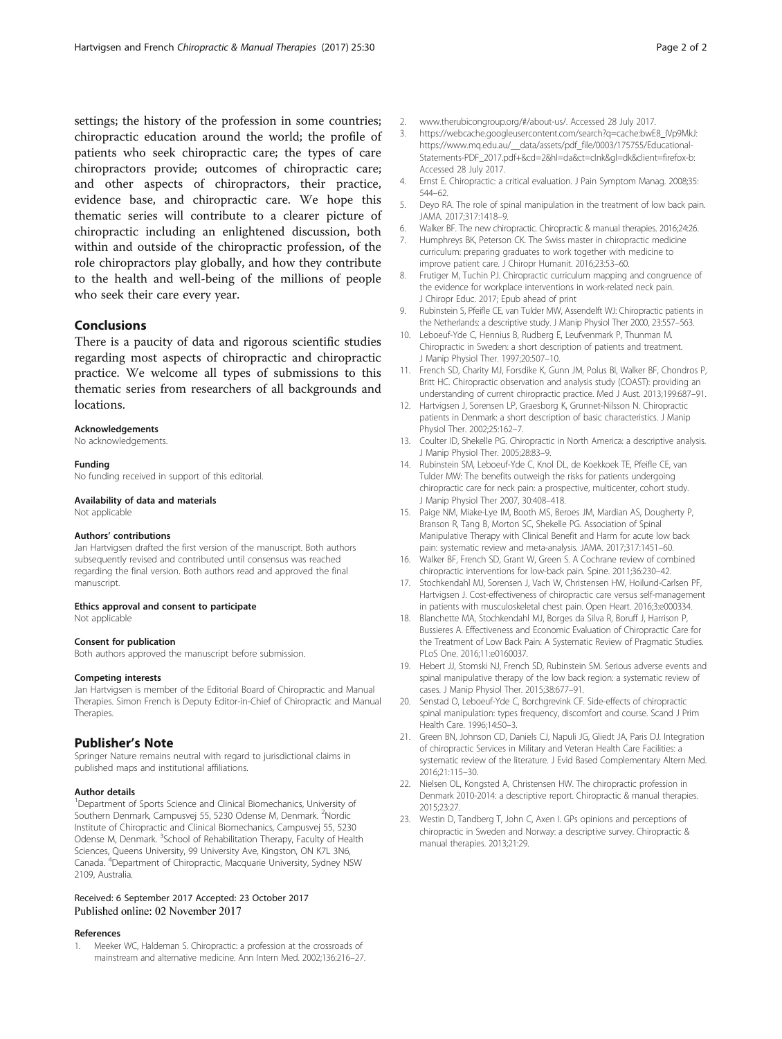settings; the history of the profession in some countries; chiropractic education around the world; the profile of patients who seek chiropractic care; the types of care chiropractors provide; outcomes of chiropractic care; and other aspects of chiropractors, their practice, evidence base, and chiropractic care. We hope this thematic series will contribute to a clearer picture of chiropractic including an enlightened discussion, both within and outside of the chiropractic profession, of the role chiropractors play globally, and how they contribute to the health and well-being of the millions of people who seek their care every year.

## Conclusions

There is a paucity of data and rigorous scientific studies regarding most aspects of chiropractic and chiropractic practice. We welcome all types of submissions to this thematic series from researchers of all backgrounds and locations.

#### Acknowledgements

No acknowledgements.

#### Funding

No funding received in support of this editorial.

#### Availability of data and materials

Not applicable

#### Authors' contributions

Jan Hartvigsen drafted the first version of the manuscript. Both authors subsequently revised and contributed until consensus was reached regarding the final version. Both authors read and approved the final manuscript.

#### Ethics approval and consent to participate

Not applicable

#### Consent for publication

Both authors approved the manuscript before submission.

#### Competing interests

Jan Hartvigsen is member of the Editorial Board of Chiropractic and Manual Therapies. Simon French is Deputy Editor-in-Chief of Chiropractic and Manual Therapies.

## Publisher's Note

Springer Nature remains neutral with regard to jurisdictional claims in published maps and institutional affiliations.

#### Author details

[1]Department of Sports Science and Clinical Biomechanics, University of Southern Denmark, Campusvej 55, 5230 Odense M, Denmark. [2]Nordic Institute of Chiropractic and Clinical Biomechanics, Campusvej 55, 5230 Odense M, Denmark. [3]School of Rehabilitation Therapy, Faculty of Health Sciences, Queens University, 99 University Ave, Kingston, ON K7L 3N6, Canada. [4]Department of Chiropractic, Macquarie University, Sydney NSW 2109, Australia.

Received: 6 September 2017 Accepted: 23 October 2017
Published online: 02 November 2017

#### References

1. Meeker WC, Haldeman S. Chiropractic: a profession at the crossroads of mainstream and alternative medicine. Ann Intern Med. 2002;136:216–27.
2. www.therubicongroup.org/#/about-us/. Accessed 28 July 2017.
3. https://webcache.googleusercontent.com/search?q=cache:bwE8_lVp9MkJ:https://www.mq.edu.au/__data/assets/pdf_file/0003/175755/Educational-Statements-PDF_2017.pdf+&cd=2&hl=da&ct=clnk&gl=dk&client=firefox-b: Accessed 28 July 2017.
4. Ernst E. Chiropractic: a critical evaluation. J Pain Symptom Manag. 2008;35:544–62.
5. Deyo RA. The role of spinal manipulation in the treatment of low back pain. JAMA. 2017;317:1418–9.
6. Walker BF. The new chiropractic. Chiropractic & manual therapies. 2016;24:26.
7. Humphreys BK, Peterson CK. The Swiss master in chiropractic medicine curriculum: preparing graduates to work together with medicine to improve patient care. J Chiropr Humanit. 2016;23:53–60.
8. Frutiger M, Tuchin PJ. Chiropractic curriculum mapping and congruence of the evidence for workplace interventions in work-related neck pain. J Chiropr Educ. 2017; Epub ahead of print
9. Rubinstein S, Pfeifle CE, van Tulder MW, Assendelft WJ: Chiropractic patients in the Netherlands: a descriptive study. J Manip Physiol Ther 2000, 23:557–563.
10. Leboeuf-Yde C, Hennius B, Rudberg E, Leufvenmark P, Thunman M. Chiropractic in Sweden: a short description of patients and treatment. J Manip Physiol Ther. 1997;20:507–10.
11. French SD, Charity MJ, Forsdike K, Gunn JM, Polus BI, Walker BF, Chondros P, Britt HC. Chiropractic observation and analysis study (COAST): providing an understanding of current chiropractic practice. Med J Aust. 2013;199:687–91.
12. Hartvigsen J, Sorensen LP, Graesborg K, Grunnet-Nilsson N. Chiropractic patients in Denmark: a short description of basic characteristics. J Manip Physiol Ther. 2002;25:162–7.
13. Coulter ID, Shekelle PG. Chiropractic in North America: a descriptive analysis. J Manip Physiol Ther. 2005;28:83–9.
14. Rubinstein SM, Leboeuf-Yde C, Knol DL, de Koekkoek TE, Pfeifle CE, van Tulder MW: The benefits outweigh the risks for patients undergoing chiropractic care for neck pain: a prospective, multicenter, cohort study. J Manip Physiol Ther 2007, 30:408–418.
15. Paige NM, Miake-Lye IM, Booth MS, Beroes JM, Mardian AS, Dougherty P, Branson R, Tang B, Morton SC, Shekelle PG. Association of Spinal Manipulative Therapy with Clinical Benefit and Harm for acute low back pain: systematic review and meta-analysis. JAMA. 2017;317:1451–60.
16. Walker BF, French SD, Grant W, Green S. A Cochrane review of combined chiropractic interventions for low-back pain. Spine. 2011;36:230–42.
17. Stochkendahl MJ, Sorensen J, Vach W, Christensen HW, Hoilund-Carlsen PF, Hartvigsen J. Cost-effectiveness of chiropractic care versus self-management in patients with musculoskeletal chest pain. Open Heart. 2016;3:e000334.
18. Blanchette MA, Stochkendahl MJ, Borges da Silva R, Boruff J, Harrison P, Bussieres A. Effectiveness and Economic Evaluation of Chiropractic Care for the Treatment of Low Back Pain: A Systematic Review of Pragmatic Studies. PLoS One. 2016;11:e0160037.
19. Hebert JJ, Stomski NJ, French SD, Rubinstein SM. Serious adverse events and spinal manipulative therapy of the low back region: a systematic review of cases. J Manip Physiol Ther. 2015;38:677–91.
20. Senstad O, Leboeuf-Yde C, Borchgrevink CF. Side-effects of chiropractic spinal manipulation: types frequency, discomfort and course. Scand J Prim Health Care. 1996;14:50–3.
21. Green BN, Johnson CD, Daniels CJ, Napuli JG, Gliedt JA, Paris DJ. Integration of chiropractic Services in Military and Veteran Health Care Facilities: a systematic review of the literature. J Evid Based Complementary Altern Med. 2016;21:115–30.
22. Nielsen OL, Kongsted A, Christensen HW. The chiropractic profession in Denmark 2010-2014: a descriptive report. Chiropractic & manual therapies. 2015;23:27.
23. Westin D, Tandberg T, John C, Axen I. GPs opinions and perceptions of chiropractic in Sweden and Norway: a descriptive survey. Chiropractic & manual therapies. 2013;21:29.